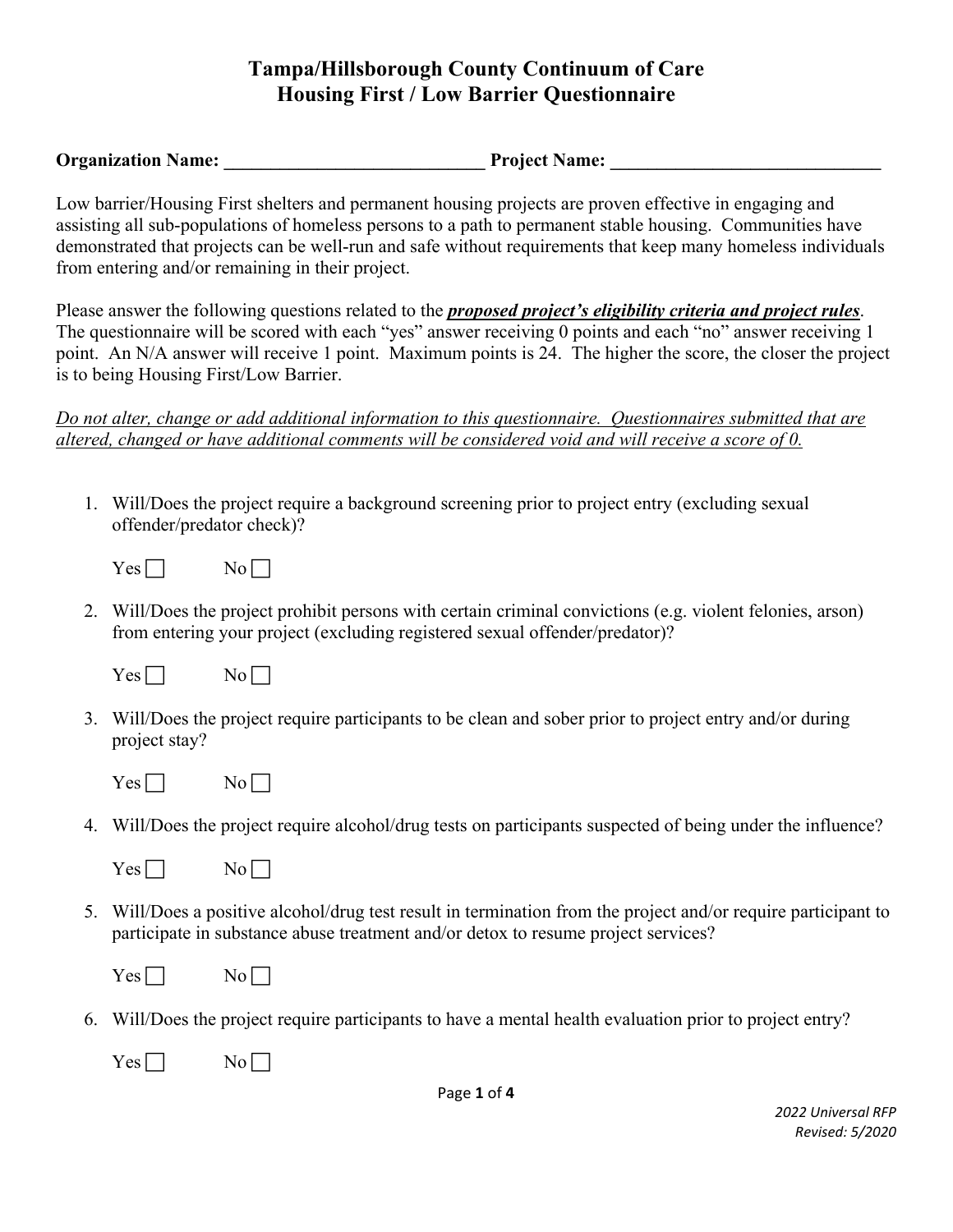# Tampa/Hillsborough County Continuum of Care
# Housing First / Low Barrier Questionnaire

**Organization Name: ____________________________ Project Name: _____________________________**

Low barrier/Housing First shelters and permanent housing projects are proven effective in engaging and assisting all sub-populations of homeless persons to a path to permanent stable housing. Communities have demonstrated that projects can be well-run and safe without requirements that keep many homeless individuals from entering and/or remaining in their project.

Please answer the following questions related to the ***proposed project's eligibility criteria and project rules***. The questionnaire will be scored with each "yes" answer receiving 0 points and each "no" answer receiving 1 point. An N/A answer will receive 1 point. Maximum points is 24. The higher the score, the closer the project is to being Housing First/Low Barrier.

*Do not alter, change or add additional information to this questionnaire. Questionnaires submitted that are altered, changed or have additional comments will be considered void and will receive a score of 0.*

1. Will/Does the project require a background screening prior to project entry (excluding sexual offender/predator check)?

   Yes ☐ No ☐

2. Will/Does the project prohibit persons with certain criminal convictions (e.g. violent felonies, arson) from entering your project (excluding registered sexual offender/predator)?

   Yes ☐ No ☐

3. Will/Does the project require participants to be clean and sober prior to project entry and/or during project stay?

   Yes ☐ No ☐

4. Will/Does the project require alcohol/drug tests on participants suspected of being under the influence?

   Yes ☐ No ☐

5. Will/Does a positive alcohol/drug test result in termination from the project and/or require participant to participate in substance abuse treatment and/or detox to resume project services?

   Yes ☐ No ☐

6. Will/Does the project require participants to have a mental health evaluation prior to project entry?

   Yes ☐ No ☐

*2022 Universal RFP*
*Revised: 5/2020*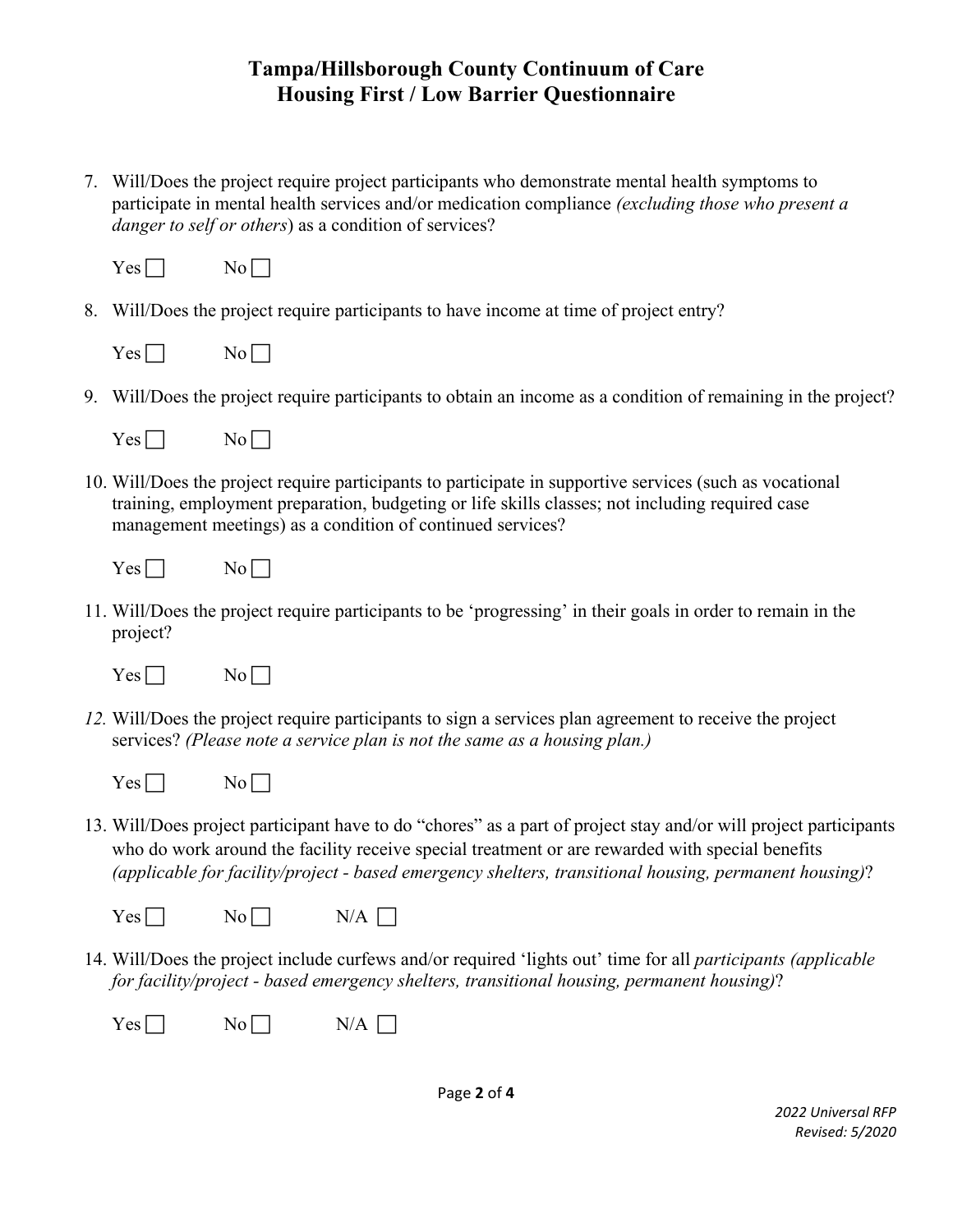# Tampa/Hillsborough County Continuum of Care
# Housing First / Low Barrier Questionnaire

7. Will/Does the project require project participants who demonstrate mental health symptoms to participate in mental health services and/or medication compliance *(excluding those who present a danger to self or others*) as a condition of services?

   Yes ☐ No ☐

8. Will/Does the project require participants to have income at time of project entry?

   Yes ☐ No ☐

9. Will/Does the project require participants to obtain an income as a condition of remaining in the project?

   Yes ☐ No ☐

10. Will/Does the project require participants to participate in supportive services (such as vocational training, employment preparation, budgeting or life skills classes; not including required case management meetings) as a condition of continued services?

    Yes ☐ No ☐

11. Will/Does the project require participants to be 'progressing' in their goals in order to remain in the project?

    Yes ☐ No ☐

12. Will/Does the project require participants to sign a services plan agreement to receive the project services? *(Please note a service plan is not the same as a housing plan.)*

    Yes ☐ No ☐

13. Will/Does project participant have to do "chores" as a part of project stay and/or will project participants who do work around the facility receive special treatment or are rewarded with special benefits *(applicable for facility/project - based emergency shelters, transitional housing, permanent housing)*?

    Yes ☐ No ☐ N/A ☐

14. Will/Does the project include curfews and/or required 'lights out' time for all *participants (applicable for facility/project - based emergency shelters, transitional housing, permanent housing)*?

    Yes ☐ No ☐ N/A ☐

*2022 Universal RFP*
*Revised: 5/2020*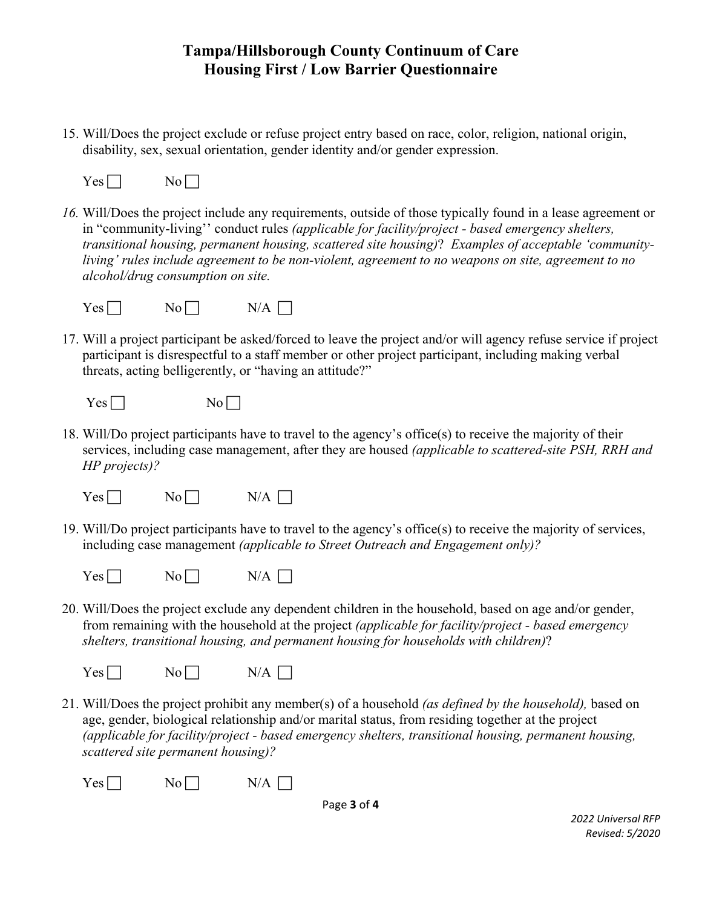# Tampa/Hillsborough County Continuum of Care
# Housing First / Low Barrier Questionnaire

15. Will/Does the project exclude or refuse project entry based on race, color, religion, national origin, disability, sex, sexual orientation, gender identity and/or gender expression.

    Yes ☐ No ☐

16. Will/Does the project include any requirements, outside of those typically found in a lease agreement or in "community-living'' conduct rules *(applicable for facility/project - based emergency shelters, transitional housing, permanent housing, scattered site housing)*? *Examples of acceptable 'community-living' rules include agreement to be non-violent, agreement to no weapons on site, agreement to no alcohol/drug consumption on site.*

    Yes ☐ No ☐ N/A ☐

17. Will a project participant be asked/forced to leave the project and/or will agency refuse service if project participant is disrespectful to a staff member or other project participant, including making verbal threats, acting belligerently, or "having an attitude?"

    Yes ☐ No ☐

18. Will/Do project participants have to travel to the agency's office(s) to receive the majority of their services, including case management, after they are housed *(applicable to scattered-site PSH, RRH and HP projects)?*

    Yes ☐ No ☐ N/A ☐

19. Will/Do project participants have to travel to the agency's office(s) to receive the majority of services, including case management *(applicable to Street Outreach and Engagement only)?*

    Yes ☐ No ☐ N/A ☐

20. Will/Does the project exclude any dependent children in the household, based on age and/or gender, from remaining with the household at the project *(applicable for facility/project - based emergency shelters, transitional housing, and permanent housing for households with children)*?

    Yes ☐ No ☐ N/A ☐

21. Will/Does the project prohibit any member(s) of a household *(as defined by the household),* based on age, gender, biological relationship and/or marital status, from residing together at the project *(applicable for facility/project - based emergency shelters, transitional housing, permanent housing, scattered site permanent housing)?*

    Yes ☐ No ☐ N/A ☐

*2022 Universal RFP*
*Revised: 5/2020*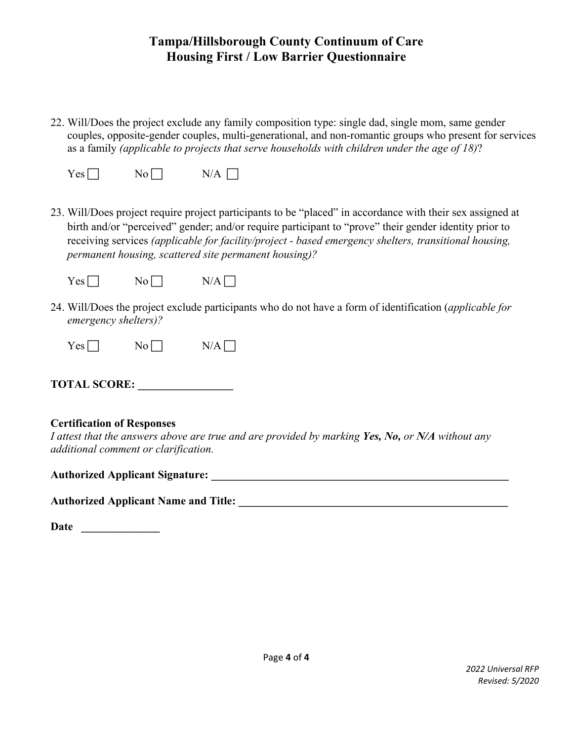# Tampa/Hillsborough County Continuum of Care
# Housing First / Low Barrier Questionnaire

22. Will/Does the project exclude any family composition type: single dad, single mom, same gender couples, opposite-gender couples, multi-generational, and non-romantic groups who present for services as a family *(applicable to projects that serve households with children under the age of 18)*?

    Yes ☐ No ☐ N/A ☐

23. Will/Does project require project participants to be "placed" in accordance with their sex assigned at birth and/or "perceived" gender; and/or require participant to "prove" their gender identity prior to receiving services *(applicable for facility/project - based emergency shelters, transitional housing, permanent housing, scattered site permanent housing)?*

    Yes ☐ No ☐ N/A ☐

24. Will/Does the project exclude participants who do not have a form of identification (*applicable for emergency shelters)?*

    Yes ☐ No ☐ N/A ☐

**TOTAL SCORE: _________________**

**Certification of Responses**

*I attest that the answers above are true and are provided by marking **Yes, No,** or **N/A** without any additional comment or clarification.*

**Authorized Applicant Signature: _________________________________________________________**

**Authorized Applicant Name and Title: ___________________________________________________**

**Date ______________**

*2022 Universal RFP*
*Revised: 5/2020*